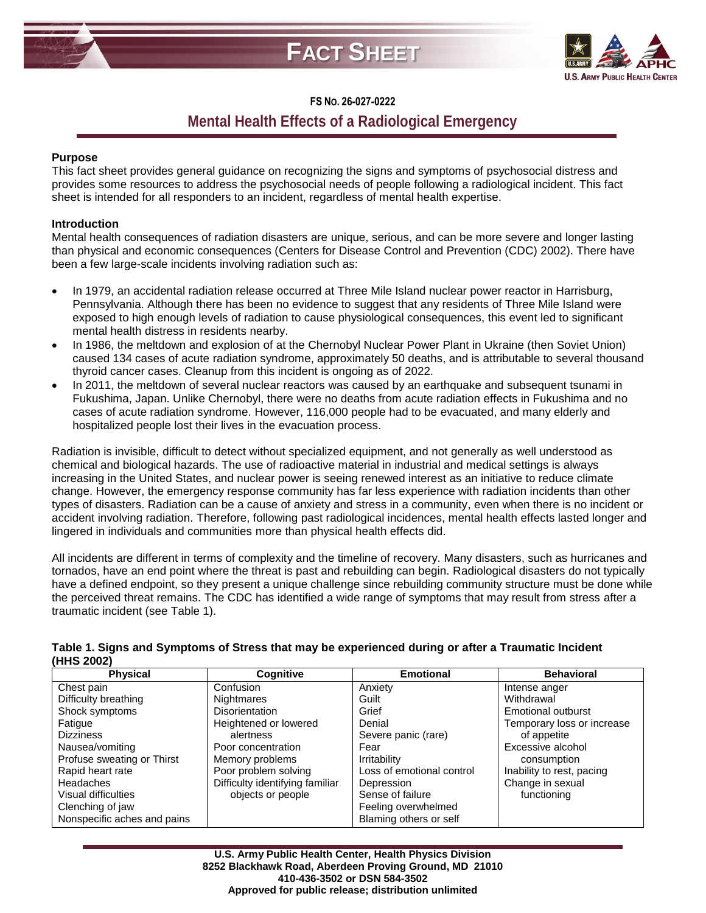# FACT SHEET

**FS NO. 26-027-0222**

## Mental Health Effects of a Radiological Emergency

**Purpose**

This fact sheet provides general guidance on recognizing the signs and symptoms of psychosocial distress and provides some resources to address the psychosocial needs of people following a radiological incident. This fact sheet is intended for all responders to an incident, regardless of mental health expertise.

**Introduction**

Mental health consequences of radiation disasters are unique, serious, and can be more severe and longer lasting than physical and economic consequences (Centers for Disease Control and Prevention (CDC) 2002). There have been a few large-scale incidents involving radiation such as:

- In 1979, an accidental radiation release occurred at Three Mile Island nuclear power reactor in Harrisburg, Pennsylvania. Although there has been no evidence to suggest that any residents of Three Mile Island were exposed to high enough levels of radiation to cause physiological consequences, this event led to significant mental health distress in residents nearby.
- In 1986, the meltdown and explosion of at the Chernobyl Nuclear Power Plant in Ukraine (then Soviet Union) caused 134 cases of acute radiation syndrome, approximately 50 deaths, and is attributable to several thousand thyroid cancer cases. Cleanup from this incident is ongoing as of 2022.
- In 2011, the meltdown of several nuclear reactors was caused by an earthquake and subsequent tsunami in Fukushima, Japan. Unlike Chernobyl, there were no deaths from acute radiation effects in Fukushima and no cases of acute radiation syndrome. However, 116,000 people had to be evacuated, and many elderly and hospitalized people lost their lives in the evacuation process.

Radiation is invisible, difficult to detect without specialized equipment, and not generally as well understood as chemical and biological hazards. The use of radioactive material in industrial and medical settings is always increasing in the United States, and nuclear power is seeing renewed interest as an initiative to reduce climate change. However, the emergency response community has far less experience with radiation incidents than other types of disasters. Radiation can be a cause of anxiety and stress in a community, even when there is no incident or accident involving radiation. Therefore, following past radiological incidences, mental health effects lasted longer and lingered in individuals and communities more than physical health effects did.

All incidents are different in terms of complexity and the timeline of recovery. Many disasters, such as hurricanes and tornados, have an end point where the threat is past and rebuilding can begin. Radiological disasters do not typically have a defined endpoint, so they present a unique challenge since rebuilding community structure must be done while the perceived threat remains. The CDC has identified a wide range of symptoms that may result from stress after a traumatic incident (see Table 1).

**Table 1. Signs and Symptoms of Stress that may be experienced during or after a Traumatic Incident (HHS 2002)**

| Physical | Cognitive | Emotional | Behavioral |
|---|---|---|---|
| Chest pain | Confusion | Anxiety | Intense anger |
| Difficulty breathing | Nightmares | Guilt | Withdrawal |
| Shock symptoms | Disorientation | Grief | Emotional outburst |
| Fatigue | Heightened or lowered alertness | Denial | Temporary loss or increase of appetite |
| Dizziness | Poor concentration | Severe panic (rare) | Excessive alcohol consumption |
| Nausea/vomiting | Memory problems | Fear | Inability to rest, pacing |
| Profuse sweating or Thirst | Poor problem solving | Irritability | Change in sexual functioning |
| Rapid heart rate | Difficulty identifying familiar objects or people | Loss of emotional control | |
| Headaches | | Depression | |
| Visual difficulties | | Sense of failure | |
| Clenching of jaw | | Feeling overwhelmed | |
| Nonspecific aches and pains | | Blaming others or self | |

**U.S. Army Public Health Center, Health Physics Division**
**8252 Blackhawk Road, Aberdeen Proving Ground, MD 21010**
**410-436-3502 or DSN 584-3502**
**Approved for public release; distribution unlimited**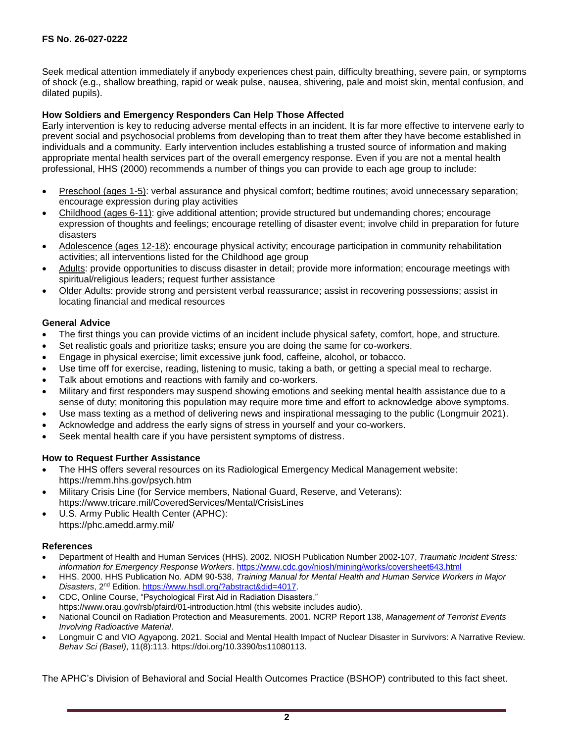Seek medical attention immediately if anybody experiences chest pain, difficulty breathing, severe pain, or symptoms of shock (e.g., shallow breathing, rapid or weak pulse, nausea, shivering, pale and moist skin, mental confusion, and dilated pupils).

**How Soldiers and Emergency Responders Can Help Those Affected**

Early intervention is key to reducing adverse mental effects in an incident. It is far more effective to intervene early to prevent social and psychosocial problems from developing than to treat them after they have become established in individuals and a community. Early intervention includes establishing a trusted source of information and making appropriate mental health services part of the overall emergency response. Even if you are not a mental health professional, HHS (2000) recommends a number of things you can provide to each age group to include:

- Preschool (ages 1-5): verbal assurance and physical comfort; bedtime routines; avoid unnecessary separation; encourage expression during play activities
- Childhood (ages 6-11): give additional attention; provide structured but undemanding chores; encourage expression of thoughts and feelings; encourage retelling of disaster event; involve child in preparation for future disasters
- Adolescence (ages 12-18): encourage physical activity; encourage participation in community rehabilitation activities; all interventions listed for the Childhood age group
- Adults: provide opportunities to discuss disaster in detail; provide more information; encourage meetings with spiritual/religious leaders; request further assistance
- Older Adults: provide strong and persistent verbal reassurance; assist in recovering possessions; assist in locating financial and medical resources

**General Advice**

- The first things you can provide victims of an incident include physical safety, comfort, hope, and structure.
- Set realistic goals and prioritize tasks; ensure you are doing the same for co-workers.
- Engage in physical exercise; limit excessive junk food, caffeine, alcohol, or tobacco.
- Use time off for exercise, reading, listening to music, taking a bath, or getting a special meal to recharge.
- Talk about emotions and reactions with family and co-workers.
- Military and first responders may suspend showing emotions and seeking mental health assistance due to a sense of duty; monitoring this population may require more time and effort to acknowledge above symptoms.
- Use mass texting as a method of delivering news and inspirational messaging to the public (Longmuir 2021).
- Acknowledge and address the early signs of stress in yourself and your co-workers.
- Seek mental health care if you have persistent symptoms of distress.

**How to Request Further Assistance**

- The HHS offers several resources on its Radiological Emergency Medical Management website: https://remm.hhs.gov/psych.htm
- Military Crisis Line (for Service members, National Guard, Reserve, and Veterans): https://www.tricare.mil/CoveredServices/Mental/CrisisLines
- U.S. Army Public Health Center (APHC): https://phc.amedd.army.mil/

**References**

- Department of Health and Human Services (HHS). 2002. NIOSH Publication Number 2002-107, *Traumatic Incident Stress: information for Emergency Response Workers*. https://www.cdc.gov/niosh/mining/works/coversheet643.html
- HHS. 2000. HHS Publication No. ADM 90-538, *Training Manual for Mental Health and Human Service Workers in Major Disasters*, 2nd Edition. https://www.hsdl.org/?abstract&did=4017.
- CDC, Online Course, "Psychological First Aid in Radiation Disasters," https://www.orau.gov/rsb/pfaird/01-introduction.html (this website includes audio).
- National Council on Radiation Protection and Measurements. 2001. NCRP Report 138, *Management of Terrorist Events Involving Radioactive Material*.
- Longmuir C and VIO Agyapong. 2021. Social and Mental Health Impact of Nuclear Disaster in Survivors: A Narrative Review. *Behav Sci (Basel)*, 11(8):113. https://doi.org/10.3390/bs11080113.

The APHC's Division of Behavioral and Social Health Outcomes Practice (BSHOP) contributed to this fact sheet.